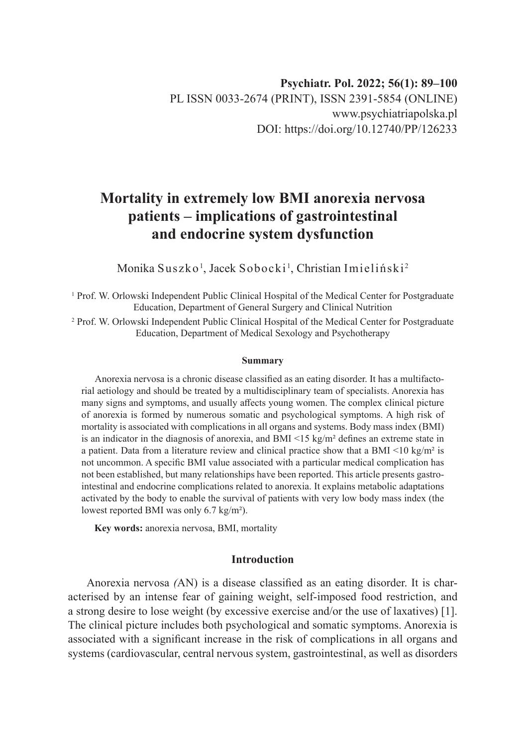Psychiatr. Pol. 2022; 56(1): 89–100
PL ISSN 0033-2674 (PRINT), ISSN 2391-5854 (ONLINE)
www.psychiatriapolska.pl
DOI: https://doi.org/10.12740/PP/126233

# Mortality in extremely low BMI anorexia nervosa patients – implications of gastrointestinal and endocrine system dysfunction

Monika Suszko[1], Jacek Sobocki[1], Christian Imieliński[2]

[1] Prof. W. Orlowski Independent Public Clinical Hospital of the Medical Center for Postgraduate Education, Department of General Surgery and Clinical Nutrition

[2] Prof. W. Orlowski Independent Public Clinical Hospital of the Medical Center for Postgraduate Education, Department of Medical Sexology and Psychotherapy

### Summary

Anorexia nervosa is a chronic disease classified as an eating disorder. It has a multifactorial aetiology and should be treated by a multidisciplinary team of specialists. Anorexia has many signs and symptoms, and usually affects young women. The complex clinical picture of anorexia is formed by numerous somatic and psychological symptoms. A high risk of mortality is associated with complications in all organs and systems. Body mass index (BMI) is an indicator in the diagnosis of anorexia, and BMI <15 kg/m² defines an extreme state in a patient. Data from a literature review and clinical practice show that a BMI <10 kg/m² is not uncommon. A specific BMI value associated with a particular medical complication has not been established, but many relationships have been reported. This article presents gastrointestinal and endocrine complications related to anorexia. It explains metabolic adaptations activated by the body to enable the survival of patients with very low body mass index (the lowest reported BMI was only 6.7 kg/m²).

**Key words:** anorexia nervosa, BMI, mortality

## Introduction

Anorexia nervosa *(*AN) is a disease classified as an eating disorder. It is characterised by an intense fear of gaining weight, self-imposed food restriction, and a strong desire to lose weight (by excessive exercise and/or the use of laxatives) [1]. The clinical picture includes both psychological and somatic symptoms. Anorexia is associated with a significant increase in the risk of complications in all organs and systems (cardiovascular, central nervous system, gastrointestinal, as well as disorders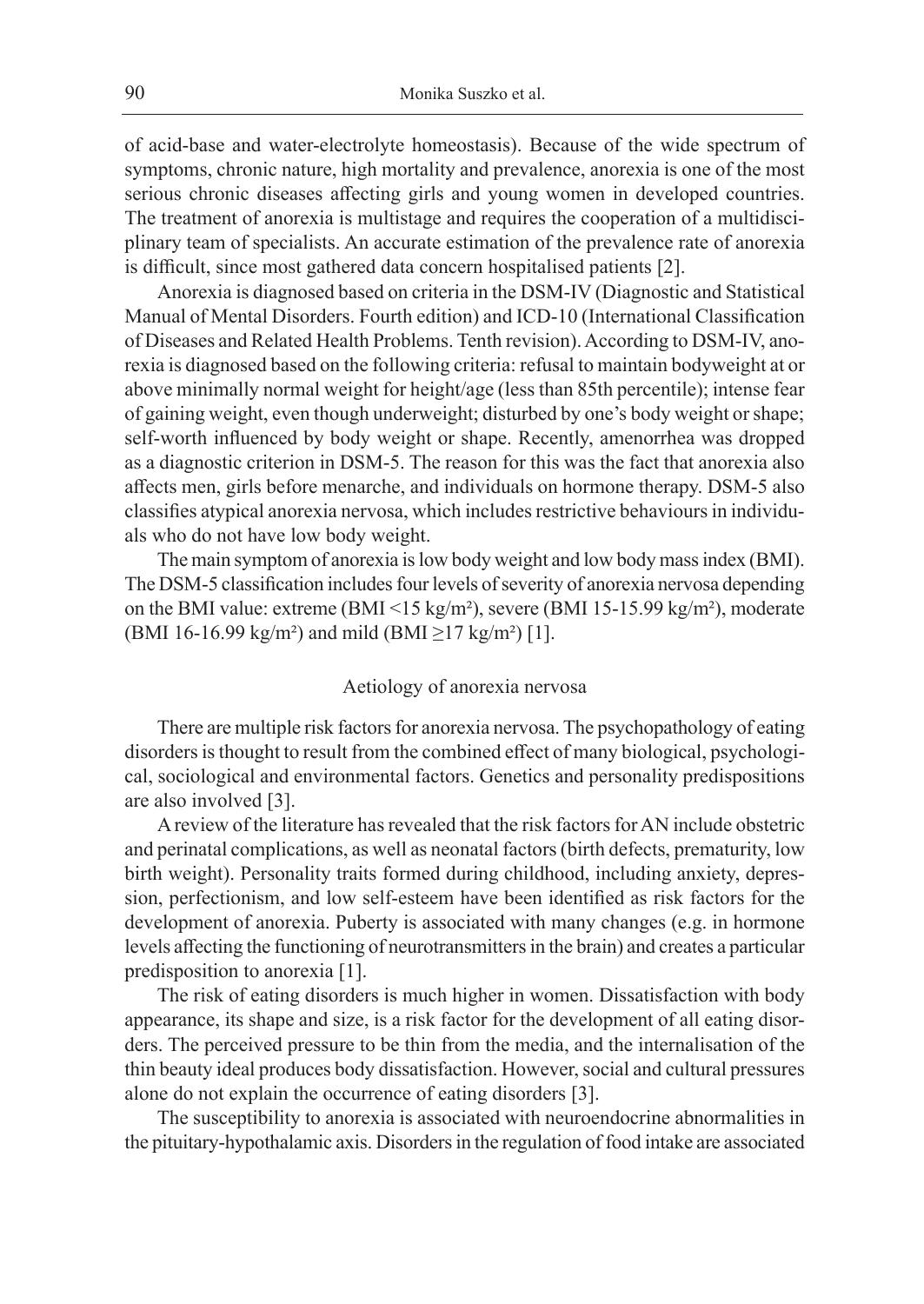of acid-base and water-electrolyte homeostasis). Because of the wide spectrum of symptoms, chronic nature, high mortality and prevalence, anorexia is one of the most serious chronic diseases affecting girls and young women in developed countries. The treatment of anorexia is multistage and requires the cooperation of a multidisciplinary team of specialists. An accurate estimation of the prevalence rate of anorexia is difficult, since most gathered data concern hospitalised patients [2].

Anorexia is diagnosed based on criteria in the DSM-IV (Diagnostic and Statistical Manual of Mental Disorders. Fourth edition) and ICD-10 (International Classification of Diseases and Related Health Problems. Tenth revision). According to DSM-IV, anorexia is diagnosed based on the following criteria: refusal to maintain bodyweight at or above minimally normal weight for height/age (less than 85th percentile); intense fear of gaining weight, even though underweight; disturbed by one's body weight or shape; self-worth influenced by body weight or shape. Recently, amenorrhea was dropped as a diagnostic criterion in DSM-5. The reason for this was the fact that anorexia also affects men, girls before menarche, and individuals on hormone therapy. DSM-5 also classifies atypical anorexia nervosa, which includes restrictive behaviours in individuals who do not have low body weight.

The main symptom of anorexia is low body weight and low body mass index (BMI). The DSM-5 classification includes four levels of severity of anorexia nervosa depending on the BMI value: extreme (BMI <15 kg/m²), severe (BMI 15-15.99 kg/m²), moderate (BMI 16-16.99 kg/m²) and mild (BMI ≥17 kg/m²) [1].

## Aetiology of anorexia nervosa

There are multiple risk factors for anorexia nervosa. The psychopathology of eating disorders is thought to result from the combined effect of many biological, psychological, sociological and environmental factors. Genetics and personality predispositions are also involved [3].

A review of the literature has revealed that the risk factors for AN include obstetric and perinatal complications, as well as neonatal factors (birth defects, prematurity, low birth weight). Personality traits formed during childhood, including anxiety, depression, perfectionism, and low self-esteem have been identified as risk factors for the development of anorexia. Puberty is associated with many changes (e.g. in hormone levels affecting the functioning of neurotransmitters in the brain) and creates a particular predisposition to anorexia [1].

The risk of eating disorders is much higher in women. Dissatisfaction with body appearance, its shape and size, is a risk factor for the development of all eating disorders. The perceived pressure to be thin from the media, and the internalisation of the thin beauty ideal produces body dissatisfaction. However, social and cultural pressures alone do not explain the occurrence of eating disorders [3].

The susceptibility to anorexia is associated with neuroendocrine abnormalities in the pituitary-hypothalamic axis. Disorders in the regulation of food intake are associated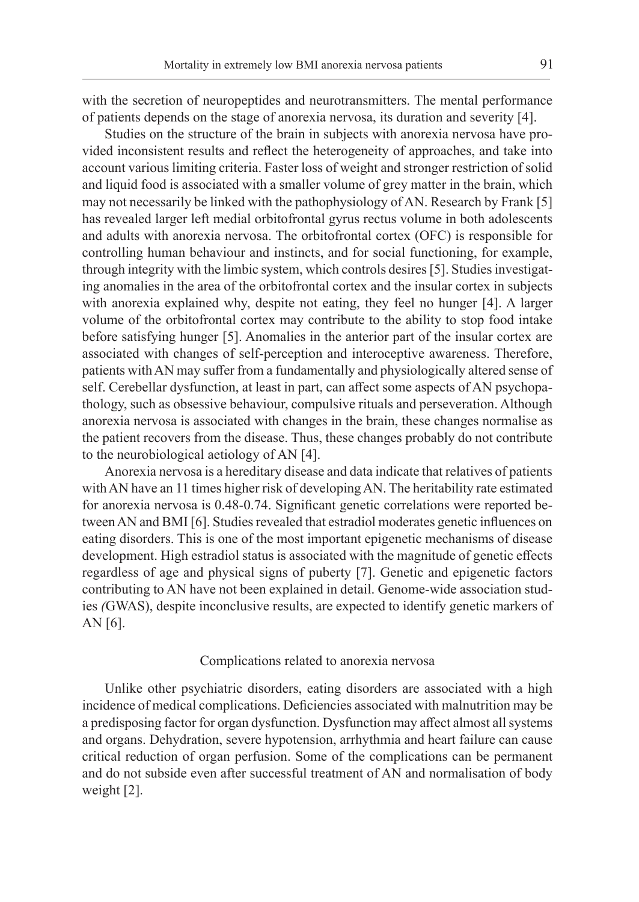with the secretion of neuropeptides and neurotransmitters. The mental performance of patients depends on the stage of anorexia nervosa, its duration and severity [4].

Studies on the structure of the brain in subjects with anorexia nervosa have provided inconsistent results and reflect the heterogeneity of approaches, and take into account various limiting criteria. Faster loss of weight and stronger restriction of solid and liquid food is associated with a smaller volume of grey matter in the brain, which may not necessarily be linked with the pathophysiology of AN. Research by Frank [5] has revealed larger left medial orbitofrontal gyrus rectus volume in both adolescents and adults with anorexia nervosa. The orbitofrontal cortex (OFC) is responsible for controlling human behaviour and instincts, and for social functioning, for example, through integrity with the limbic system, which controls desires [5]. Studies investigating anomalies in the area of the orbitofrontal cortex and the insular cortex in subjects with anorexia explained why, despite not eating, they feel no hunger [4]. A larger volume of the orbitofrontal cortex may contribute to the ability to stop food intake before satisfying hunger [5]. Anomalies in the anterior part of the insular cortex are associated with changes of self-perception and interoceptive awareness. Therefore, patients with AN may suffer from a fundamentally and physiologically altered sense of self. Cerebellar dysfunction, at least in part, can affect some aspects of AN psychopathology, such as obsessive behaviour, compulsive rituals and perseveration. Although anorexia nervosa is associated with changes in the brain, these changes normalise as the patient recovers from the disease. Thus, these changes probably do not contribute to the neurobiological aetiology of AN [4].

Anorexia nervosa is a hereditary disease and data indicate that relatives of patients with AN have an 11 times higher risk of developing AN. The heritability rate estimated for anorexia nervosa is 0.48-0.74. Significant genetic correlations were reported between AN and BMI [6]. Studies revealed that estradiol moderates genetic influences on eating disorders. This is one of the most important epigenetic mechanisms of disease development. High estradiol status is associated with the magnitude of genetic effects regardless of age and physical signs of puberty [7]. Genetic and epigenetic factors contributing to AN have not been explained in detail. Genome-wide association studies *(*GWAS), despite inconclusive results, are expected to identify genetic markers of AN [6].

## Complications related to anorexia nervosa

Unlike other psychiatric disorders, eating disorders are associated with a high incidence of medical complications. Deficiencies associated with malnutrition may be a predisposing factor for organ dysfunction. Dysfunction may affect almost all systems and organs. Dehydration, severe hypotension, arrhythmia and heart failure can cause critical reduction of organ perfusion. Some of the complications can be permanent and do not subside even after successful treatment of AN and normalisation of body weight [2].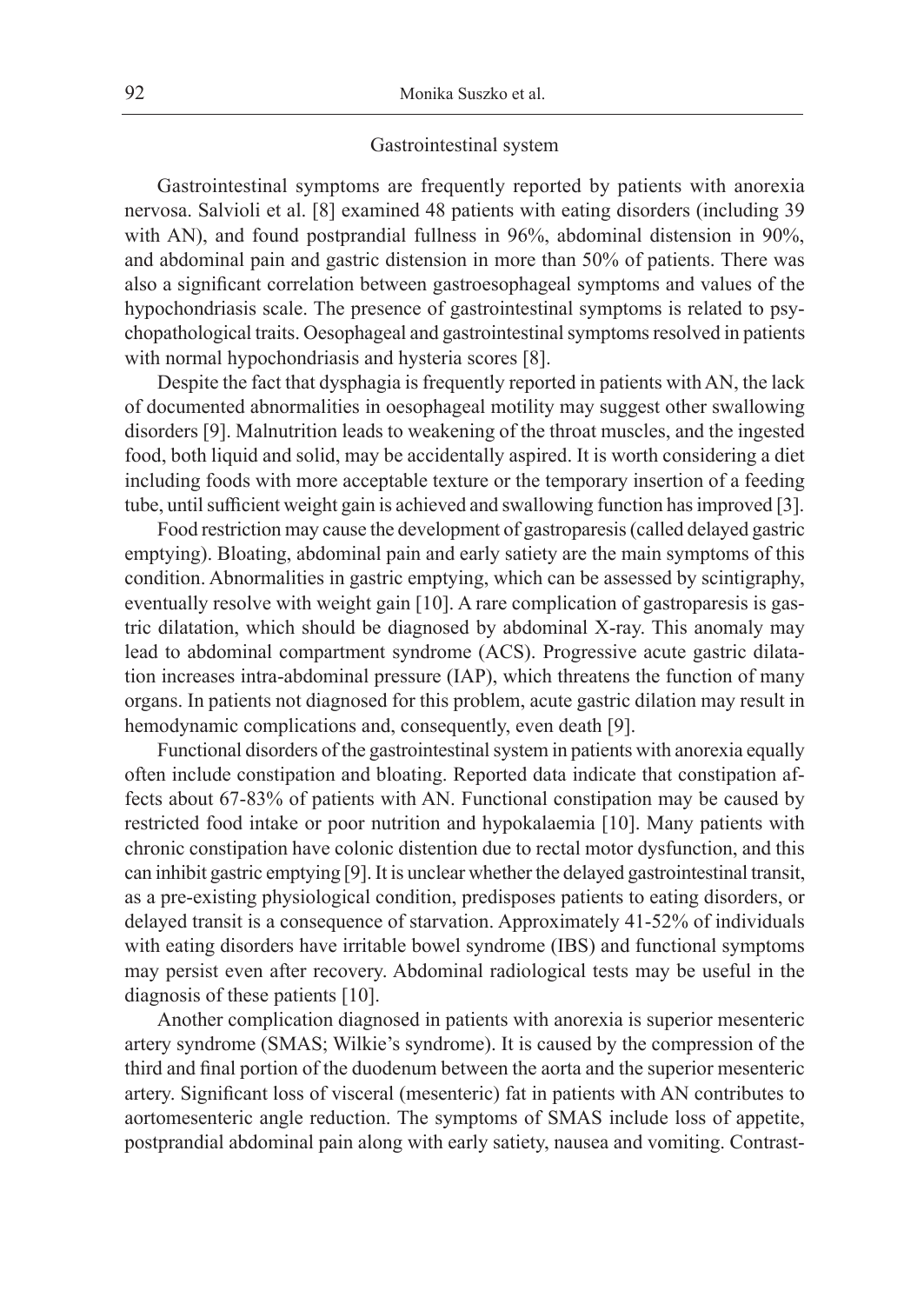## Gastrointestinal system

Gastrointestinal symptoms are frequently reported by patients with anorexia nervosa. Salvioli et al. [8] examined 48 patients with eating disorders (including 39 with AN), and found postprandial fullness in 96%, abdominal distension in 90%, and abdominal pain and gastric distension in more than 50% of patients. There was also a significant correlation between gastroesophageal symptoms and values of the hypochondriasis scale. The presence of gastrointestinal symptoms is related to psychopathological traits. Oesophageal and gastrointestinal symptoms resolved in patients with normal hypochondriasis and hysteria scores [8].

Despite the fact that dysphagia is frequently reported in patients with AN, the lack of documented abnormalities in oesophageal motility may suggest other swallowing disorders [9]. Malnutrition leads to weakening of the throat muscles, and the ingested food, both liquid and solid, may be accidentally aspired. It is worth considering a diet including foods with more acceptable texture or the temporary insertion of a feeding tube, until sufficient weight gain is achieved and swallowing function has improved [3].

Food restriction may cause the development of gastroparesis (called delayed gastric emptying). Bloating, abdominal pain and early satiety are the main symptoms of this condition. Abnormalities in gastric emptying, which can be assessed by scintigraphy, eventually resolve with weight gain [10]. A rare complication of gastroparesis is gastric dilatation, which should be diagnosed by abdominal X-ray. This anomaly may lead to abdominal compartment syndrome (ACS). Progressive acute gastric dilatation increases intra-abdominal pressure (IAP), which threatens the function of many organs. In patients not diagnosed for this problem, acute gastric dilation may result in hemodynamic complications and, consequently, even death [9].

Functional disorders of the gastrointestinal system in patients with anorexia equally often include constipation and bloating. Reported data indicate that constipation affects about 67-83% of patients with AN. Functional constipation may be caused by restricted food intake or poor nutrition and hypokalaemia [10]. Many patients with chronic constipation have colonic distention due to rectal motor dysfunction, and this can inhibit gastric emptying [9]. It is unclear whether the delayed gastrointestinal transit, as a pre-existing physiological condition, predisposes patients to eating disorders, or delayed transit is a consequence of starvation. Approximately 41-52% of individuals with eating disorders have irritable bowel syndrome (IBS) and functional symptoms may persist even after recovery. Abdominal radiological tests may be useful in the diagnosis of these patients [10].

Another complication diagnosed in patients with anorexia is superior mesenteric artery syndrome (SMAS; Wilkie's syndrome). It is caused by the compression of the third and final portion of the duodenum between the aorta and the superior mesenteric artery. Significant loss of visceral (mesenteric) fat in patients with AN contributes to aortomesenteric angle reduction. The symptoms of SMAS include loss of appetite, postprandial abdominal pain along with early satiety, nausea and vomiting. Contrast-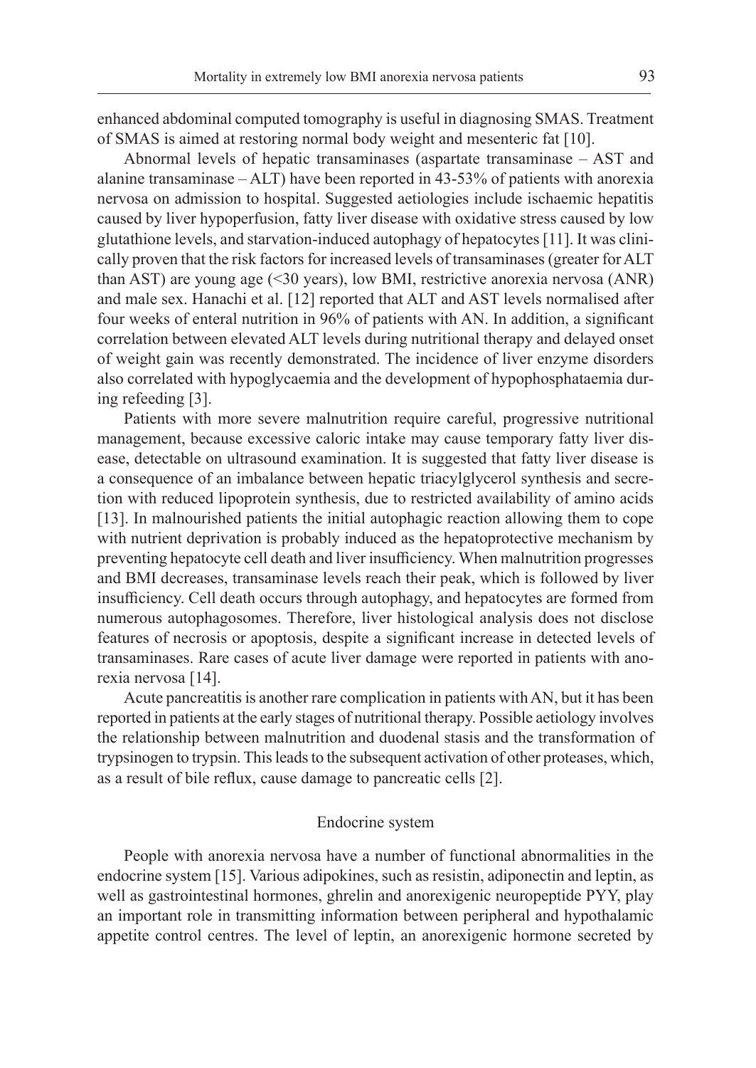enhanced abdominal computed tomography is useful in diagnosing SMAS. Treatment of SMAS is aimed at restoring normal body weight and mesenteric fat [10].

Abnormal levels of hepatic transaminases (aspartate transaminase – AST and alanine transaminase – ALT) have been reported in 43-53% of patients with anorexia nervosa on admission to hospital. Suggested aetiologies include ischaemic hepatitis caused by liver hypoperfusion, fatty liver disease with oxidative stress caused by low glutathione levels, and starvation-induced autophagy of hepatocytes [11]. It was clinically proven that the risk factors for increased levels of transaminases (greater for ALT than AST) are young age (<30 years), low BMI, restrictive anorexia nervosa (ANR) and male sex. Hanachi et al. [12] reported that ALT and AST levels normalised after four weeks of enteral nutrition in 96% of patients with AN. In addition, a significant correlation between elevated ALT levels during nutritional therapy and delayed onset of weight gain was recently demonstrated. The incidence of liver enzyme disorders also correlated with hypoglycaemia and the development of hypophosphataemia during refeeding [3].

Patients with more severe malnutrition require careful, progressive nutritional management, because excessive caloric intake may cause temporary fatty liver disease, detectable on ultrasound examination. It is suggested that fatty liver disease is a consequence of an imbalance between hepatic triacylglycerol synthesis and secretion with reduced lipoprotein synthesis, due to restricted availability of amino acids [13]. In malnourished patients the initial autophagic reaction allowing them to cope with nutrient deprivation is probably induced as the hepatoprotective mechanism by preventing hepatocyte cell death and liver insufficiency. When malnutrition progresses and BMI decreases, transaminase levels reach their peak, which is followed by liver insufficiency. Cell death occurs through autophagy, and hepatocytes are formed from numerous autophagosomes. Therefore, liver histological analysis does not disclose features of necrosis or apoptosis, despite a significant increase in detected levels of transaminases. Rare cases of acute liver damage were reported in patients with anorexia nervosa [14].

Acute pancreatitis is another rare complication in patients with AN, but it has been reported in patients at the early stages of nutritional therapy. Possible aetiology involves the relationship between malnutrition and duodenal stasis and the transformation of trypsinogen to trypsin. This leads to the subsequent activation of other proteases, which, as a result of bile reflux, cause damage to pancreatic cells [2].

## Endocrine system

People with anorexia nervosa have a number of functional abnormalities in the endocrine system [15]. Various adipokines, such as resistin, adiponectin and leptin, as well as gastrointestinal hormones, ghrelin and anorexigenic neuropeptide PYY, play an important role in transmitting information between peripheral and hypothalamic appetite control centres. The level of leptin, an anorexigenic hormone secreted by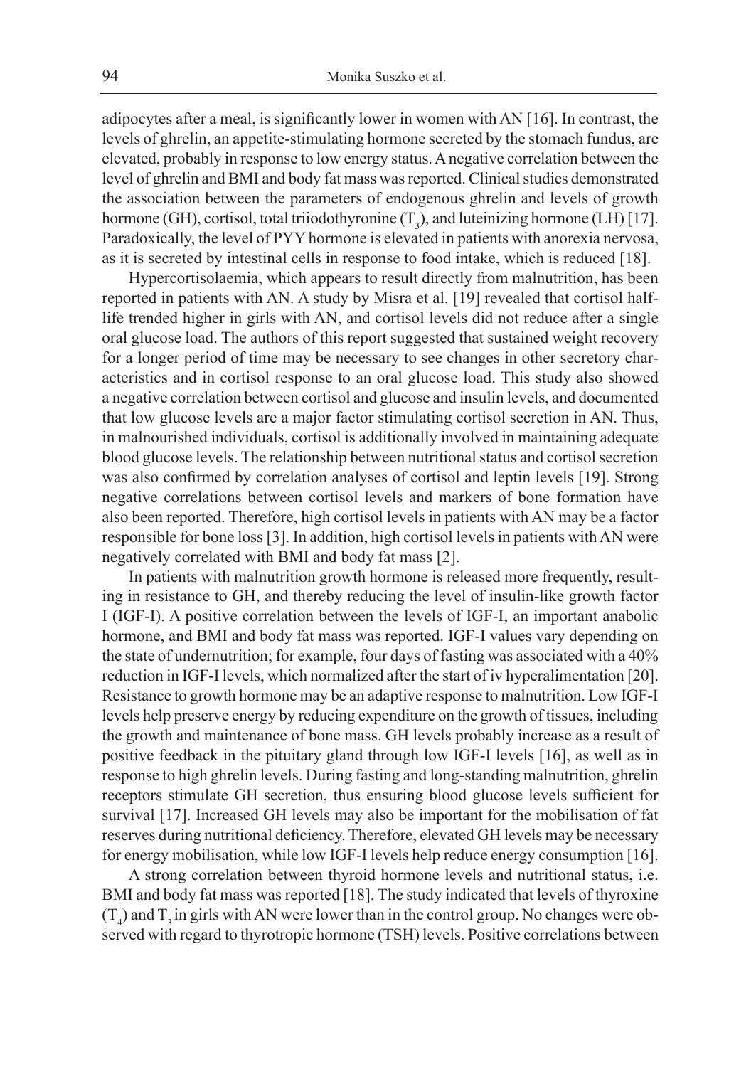adipocytes after a meal, is significantly lower in women with AN [16]. In contrast, the levels of ghrelin, an appetite-stimulating hormone secreted by the stomach fundus, are elevated, probably in response to low energy status. A negative correlation between the level of ghrelin and BMI and body fat mass was reported. Clinical studies demonstrated the association between the parameters of endogenous ghrelin and levels of growth hormone (GH), cortisol, total triiodothyronine ($T_3$), and luteinizing hormone (LH) [17]. Paradoxically, the level of PYY hormone is elevated in patients with anorexia nervosa, as it is secreted by intestinal cells in response to food intake, which is reduced [18].

Hypercortisolaemia, which appears to result directly from malnutrition, has been reported in patients with AN. A study by Misra et al. [19] revealed that cortisol half-life trended higher in girls with AN, and cortisol levels did not reduce after a single oral glucose load. The authors of this report suggested that sustained weight recovery for a longer period of time may be necessary to see changes in other secretory characteristics and in cortisol response to an oral glucose load. This study also showed a negative correlation between cortisol and glucose and insulin levels, and documented that low glucose levels are a major factor stimulating cortisol secretion in AN. Thus, in malnourished individuals, cortisol is additionally involved in maintaining adequate blood glucose levels. The relationship between nutritional status and cortisol secretion was also confirmed by correlation analyses of cortisol and leptin levels [19]. Strong negative correlations between cortisol levels and markers of bone formation have also been reported. Therefore, high cortisol levels in patients with AN may be a factor responsible for bone loss [3]. In addition, high cortisol levels in patients with AN were negatively correlated with BMI and body fat mass [2].

In patients with malnutrition growth hormone is released more frequently, resulting in resistance to GH, and thereby reducing the level of insulin-like growth factor I (IGF-I). A positive correlation between the levels of IGF-I, an important anabolic hormone, and BMI and body fat mass was reported. IGF-I values vary depending on the state of undernutrition; for example, four days of fasting was associated with a 40% reduction in IGF-I levels, which normalized after the start of iv hyperalimentation [20]. Resistance to growth hormone may be an adaptive response to malnutrition. Low IGF-I levels help preserve energy by reducing expenditure on the growth of tissues, including the growth and maintenance of bone mass. GH levels probably increase as a result of positive feedback in the pituitary gland through low IGF-I levels [16], as well as in response to high ghrelin levels. During fasting and long-standing malnutrition, ghrelin receptors stimulate GH secretion, thus ensuring blood glucose levels sufficient for survival [17]. Increased GH levels may also be important for the mobilisation of fat reserves during nutritional deficiency. Therefore, elevated GH levels may be necessary for energy mobilisation, while low IGF-I levels help reduce energy consumption [16].

A strong correlation between thyroid hormone levels and nutritional status, i.e. BMI and body fat mass was reported [18]. The study indicated that levels of thyroxine ($T_4$) and $T_3$ in girls with AN were lower than in the control group. No changes were observed with regard to thyrotropic hormone (TSH) levels. Positive correlations between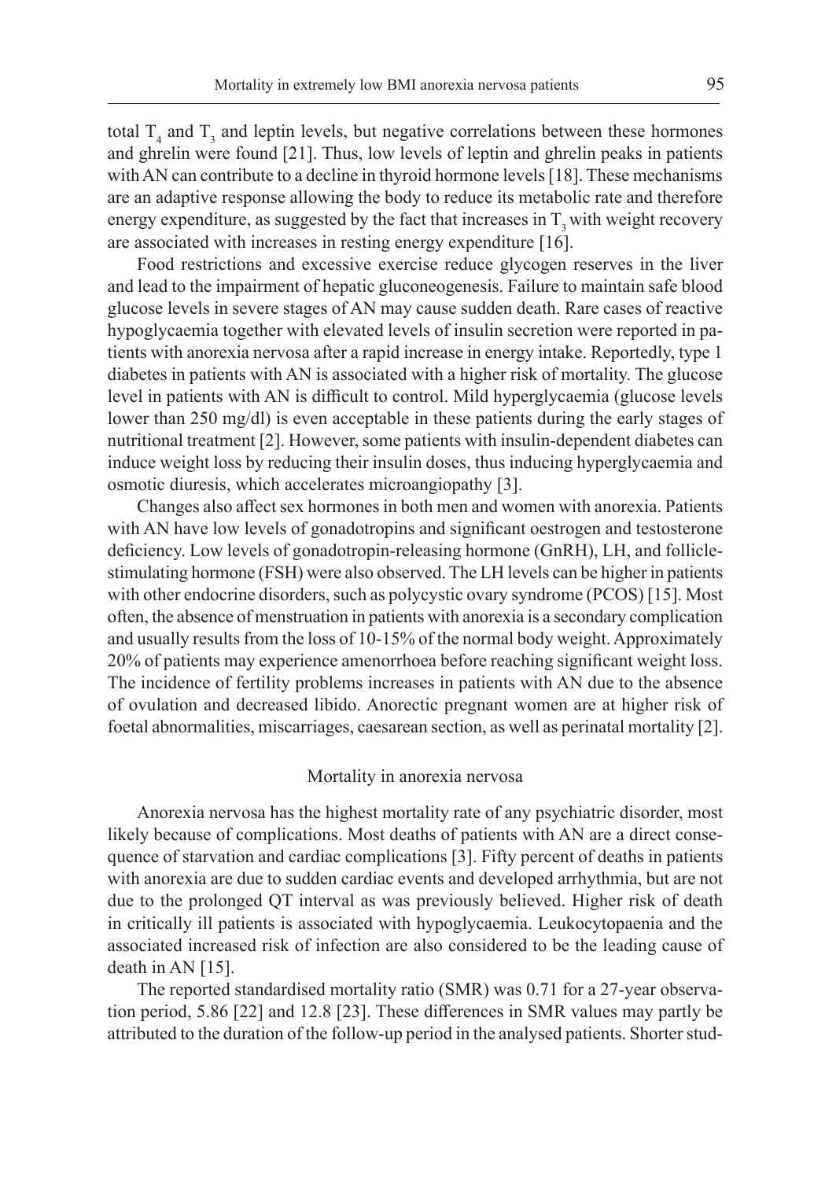total $T_4$ and $T_3$ and leptin levels, but negative correlations between these hormones and ghrelin were found [21]. Thus, low levels of leptin and ghrelin peaks in patients with AN can contribute to a decline in thyroid hormone levels [18]. These mechanisms are an adaptive response allowing the body to reduce its metabolic rate and therefore energy expenditure, as suggested by the fact that increases in $T_3$ with weight recovery are associated with increases in resting energy expenditure [16].

Food restrictions and excessive exercise reduce glycogen reserves in the liver and lead to the impairment of hepatic gluconeogenesis. Failure to maintain safe blood glucose levels in severe stages of AN may cause sudden death. Rare cases of reactive hypoglycaemia together with elevated levels of insulin secretion were reported in patients with anorexia nervosa after a rapid increase in energy intake. Reportedly, type 1 diabetes in patients with AN is associated with a higher risk of mortality. The glucose level in patients with AN is difficult to control. Mild hyperglycaemia (glucose levels lower than 250 mg/dl) is even acceptable in these patients during the early stages of nutritional treatment [2]. However, some patients with insulin-dependent diabetes can induce weight loss by reducing their insulin doses, thus inducing hyperglycaemia and osmotic diuresis, which accelerates microangiopathy [3].

Changes also affect sex hormones in both men and women with anorexia. Patients with AN have low levels of gonadotropins and significant oestrogen and testosterone deficiency. Low levels of gonadotropin-releasing hormone (GnRH), LH, and follicle-stimulating hormone (FSH) were also observed. The LH levels can be higher in patients with other endocrine disorders, such as polycystic ovary syndrome (PCOS) [15]. Most often, the absence of menstruation in patients with anorexia is a secondary complication and usually results from the loss of 10-15% of the normal body weight. Approximately 20% of patients may experience amenorrhoea before reaching significant weight loss. The incidence of fertility problems increases in patients with AN due to the absence of ovulation and decreased libido. Anorectic pregnant women are at higher risk of foetal abnormalities, miscarriages, caesarean section, as well as perinatal mortality [2].

## Mortality in anorexia nervosa

Anorexia nervosa has the highest mortality rate of any psychiatric disorder, most likely because of complications. Most deaths of patients with AN are a direct consequence of starvation and cardiac complications [3]. Fifty percent of deaths in patients with anorexia are due to sudden cardiac events and developed arrhythmia, but are not due to the prolonged QT interval as was previously believed. Higher risk of death in critically ill patients is associated with hypoglycaemia. Leukocytopaenia and the associated increased risk of infection are also considered to be the leading cause of death in AN [15].

The reported standardised mortality ratio (SMR) was 0.71 for a 27-year observation period, 5.86 [22] and 12.8 [23]. These differences in SMR values may partly be attributed to the duration of the follow-up period in the analysed patients. Shorter stud-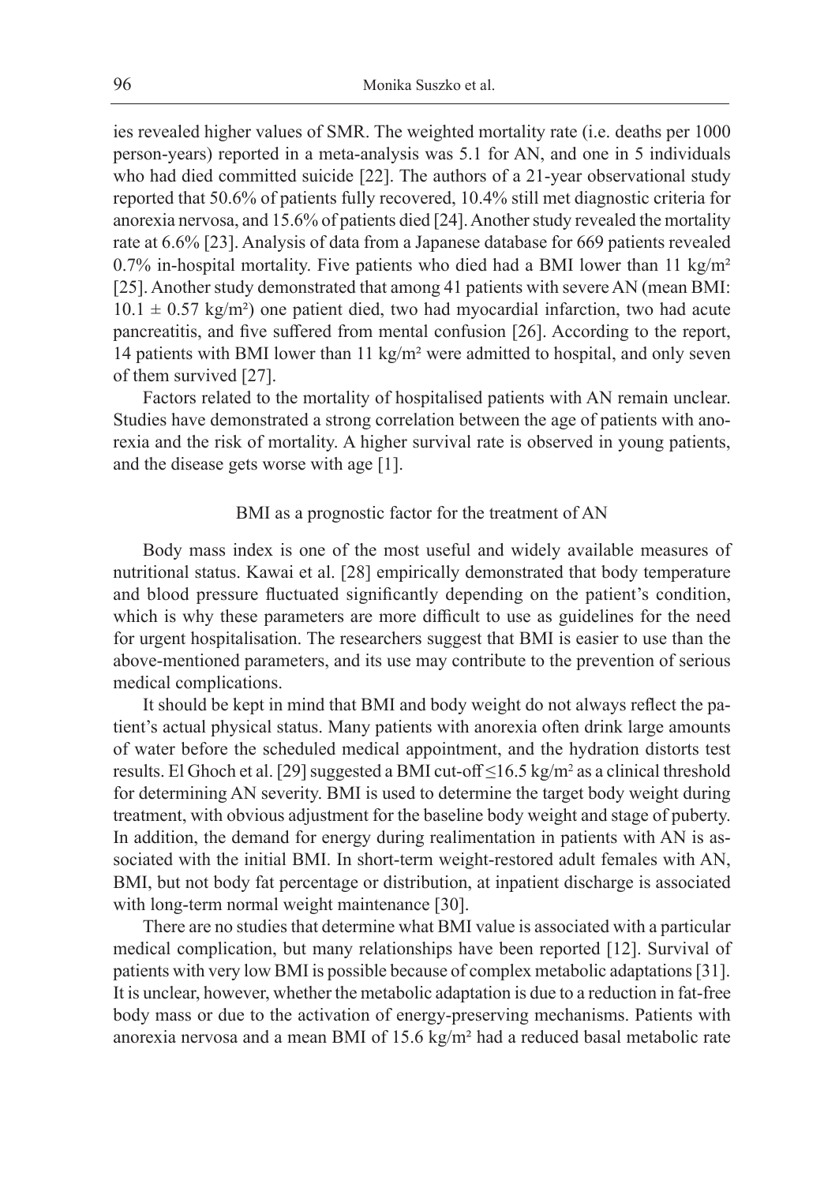ies revealed higher values of SMR. The weighted mortality rate (i.e. deaths per 1000 person-years) reported in a meta-analysis was 5.1 for AN, and one in 5 individuals who had died committed suicide [22]. The authors of a 21-year observational study reported that 50.6% of patients fully recovered, 10.4% still met diagnostic criteria for anorexia nervosa, and 15.6% of patients died [24]. Another study revealed the mortality rate at 6.6% [23]. Analysis of data from a Japanese database for 669 patients revealed 0.7% in-hospital mortality. Five patients who died had a BMI lower than 11 kg/m² [25]. Another study demonstrated that among 41 patients with severe AN (mean BMI: $10.1 \pm 0.57$ kg/m²) one patient died, two had myocardial infarction, two had acute pancreatitis, and five suffered from mental confusion [26]. According to the report, 14 patients with BMI lower than 11 kg/m² were admitted to hospital, and only seven of them survived [27].

Factors related to the mortality of hospitalised patients with AN remain unclear. Studies have demonstrated a strong correlation between the age of patients with anorexia and the risk of mortality. A higher survival rate is observed in young patients, and the disease gets worse with age [1].

## BMI as a prognostic factor for the treatment of AN

Body mass index is one of the most useful and widely available measures of nutritional status. Kawai et al. [28] empirically demonstrated that body temperature and blood pressure fluctuated significantly depending on the patient's condition, which is why these parameters are more difficult to use as guidelines for the need for urgent hospitalisation. The researchers suggest that BMI is easier to use than the above-mentioned parameters, and its use may contribute to the prevention of serious medical complications.

It should be kept in mind that BMI and body weight do not always reflect the patient's actual physical status. Many patients with anorexia often drink large amounts of water before the scheduled medical appointment, and the hydration distorts test results. El Ghoch et al. [29] suggested a BMI cut-off ≤16.5 kg/m² as a clinical threshold for determining AN severity. BMI is used to determine the target body weight during treatment, with obvious adjustment for the baseline body weight and stage of puberty. In addition, the demand for energy during realimentation in patients with AN is associated with the initial BMI. In short-term weight-restored adult females with AN, BMI, but not body fat percentage or distribution, at inpatient discharge is associated with long-term normal weight maintenance [30].

There are no studies that determine what BMI value is associated with a particular medical complication, but many relationships have been reported [12]. Survival of patients with very low BMI is possible because of complex metabolic adaptations [31]. It is unclear, however, whether the metabolic adaptation is due to a reduction in fat-free body mass or due to the activation of energy-preserving mechanisms. Patients with anorexia nervosa and a mean BMI of 15.6 kg/m² had a reduced basal metabolic rate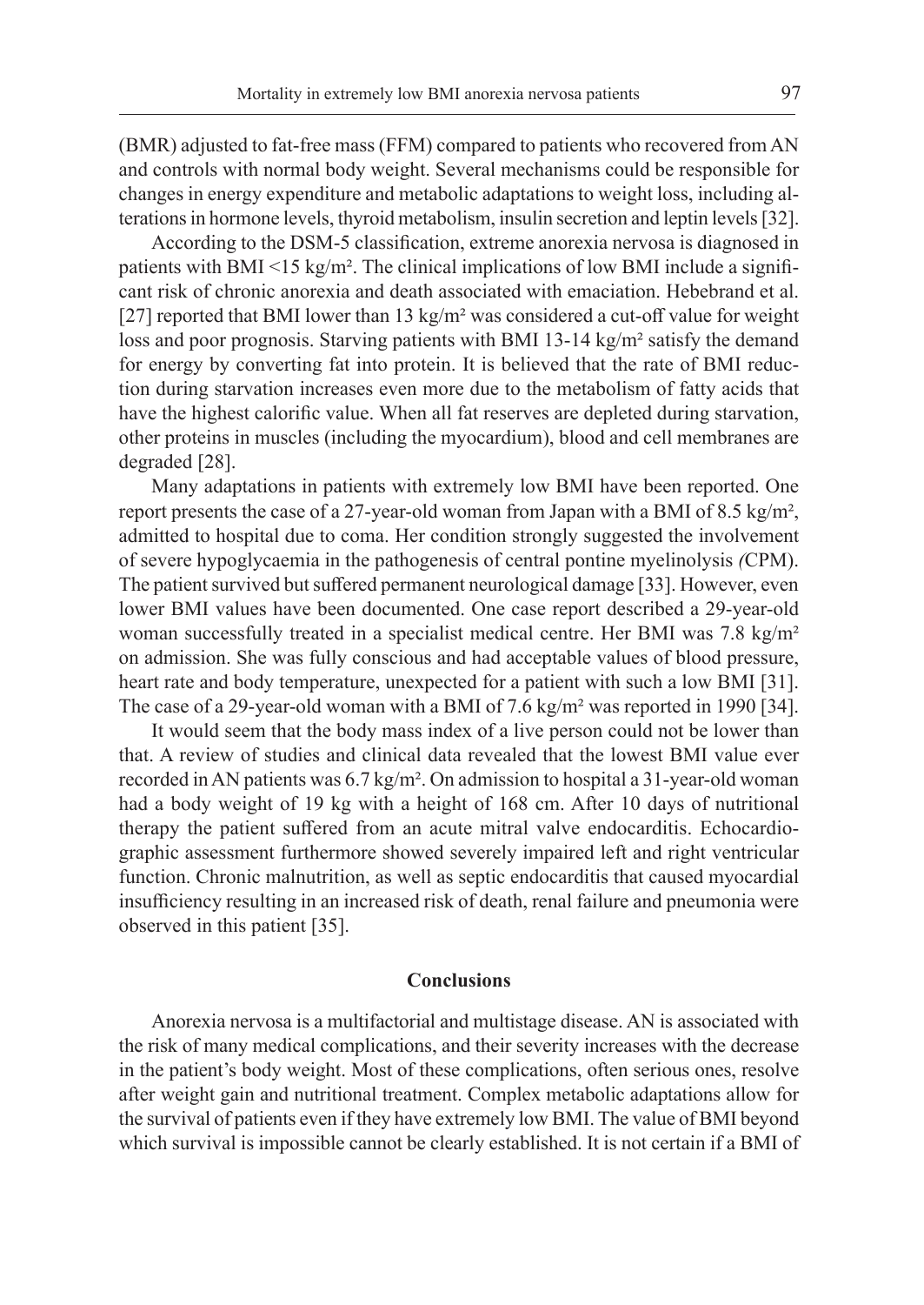(BMR) adjusted to fat-free mass (FFM) compared to patients who recovered from AN and controls with normal body weight. Several mechanisms could be responsible for changes in energy expenditure and metabolic adaptations to weight loss, including alterations in hormone levels, thyroid metabolism, insulin secretion and leptin levels [32].

According to the DSM-5 classification, extreme anorexia nervosa is diagnosed in patients with BMI <15 kg/m². The clinical implications of low BMI include a significant risk of chronic anorexia and death associated with emaciation. Hebebrand et al. [27] reported that BMI lower than 13 kg/m² was considered a cut-off value for weight loss and poor prognosis. Starving patients with BMI 13-14 kg/m² satisfy the demand for energy by converting fat into protein. It is believed that the rate of BMI reduction during starvation increases even more due to the metabolism of fatty acids that have the highest calorific value. When all fat reserves are depleted during starvation, other proteins in muscles (including the myocardium), blood and cell membranes are degraded [28].

Many adaptations in patients with extremely low BMI have been reported. One report presents the case of a 27-year-old woman from Japan with a BMI of 8.5 kg/m², admitted to hospital due to coma. Her condition strongly suggested the involvement of severe hypoglycaemia in the pathogenesis of central pontine myelinolysis *(*CPM). The patient survived but suffered permanent neurological damage [33]. However, even lower BMI values have been documented. One case report described a 29-year-old woman successfully treated in a specialist medical centre. Her BMI was 7.8 kg/m² on admission. She was fully conscious and had acceptable values of blood pressure, heart rate and body temperature, unexpected for a patient with such a low BMI [31]. The case of a 29-year-old woman with a BMI of 7.6 kg/m² was reported in 1990 [34].

It would seem that the body mass index of a live person could not be lower than that. A review of studies and clinical data revealed that the lowest BMI value ever recorded in AN patients was 6.7 kg/m². On admission to hospital a 31-year-old woman had a body weight of 19 kg with a height of 168 cm. After 10 days of nutritional therapy the patient suffered from an acute mitral valve endocarditis. Echocardiographic assessment furthermore showed severely impaired left and right ventricular function. Chronic malnutrition, as well as septic endocarditis that caused myocardial insufficiency resulting in an increased risk of death, renal failure and pneumonia were observed in this patient [35].

## Conclusions

Anorexia nervosa is a multifactorial and multistage disease. AN is associated with the risk of many medical complications, and their severity increases with the decrease in the patient's body weight. Most of these complications, often serious ones, resolve after weight gain and nutritional treatment. Complex metabolic adaptations allow for the survival of patients even if they have extremely low BMI. The value of BMI beyond which survival is impossible cannot be clearly established. It is not certain if a BMI of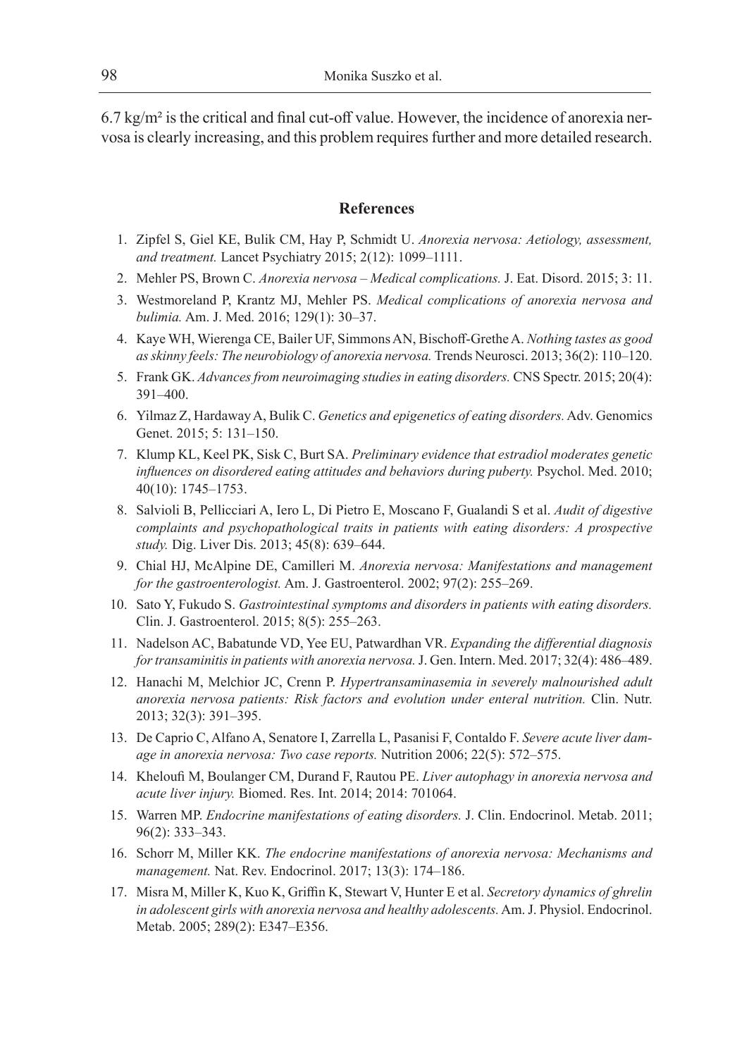6.7 kg/m² is the critical and final cut-off value. However, the incidence of anorexia nervosa is clearly increasing, and this problem requires further and more detailed research.

## References

1. Zipfel S, Giel KE, Bulik CM, Hay P, Schmidt U. *Anorexia nervosa: Aetiology, assessment, and treatment.* Lancet Psychiatry 2015; 2(12): 1099–1111.
2. Mehler PS, Brown C. *Anorexia nervosa – Medical complications.* J. Eat. Disord. 2015; 3: 11.
3. Westmoreland P, Krantz MJ, Mehler PS. *Medical complications of anorexia nervosa and bulimia.* Am. J. Med. 2016; 129(1): 30–37.
4. Kaye WH, Wierenga CE, Bailer UF, Simmons AN, Bischoff-Grethe A. *Nothing tastes as good as skinny feels: The neurobiology of anorexia nervosa.* Trends Neurosci. 2013; 36(2): 110–120.
5. Frank GK. *Advances from neuroimaging studies in eating disorders.* CNS Spectr. 2015; 20(4): 391–400.
6. Yilmaz Z, Hardaway A, Bulik C. *Genetics and epigenetics of eating disorders.* Adv. Genomics Genet. 2015; 5: 131–150.
7. Klump KL, Keel PK, Sisk C, Burt SA. *Preliminary evidence that estradiol moderates genetic influences on disordered eating attitudes and behaviors during puberty.* Psychol. Med. 2010; 40(10): 1745–1753.
8. Salvioli B, Pellicciari A, Iero L, Di Pietro E, Moscano F, Gualandi S et al. *Audit of digestive complaints and psychopathological traits in patients with eating disorders: A prospective study.* Dig. Liver Dis. 2013; 45(8): 639–644.
9. Chial HJ, McAlpine DE, Camilleri M. *Anorexia nervosa: Manifestations and management for the gastroenterologist.* Am. J. Gastroenterol. 2002; 97(2): 255–269.
10. Sato Y, Fukudo S. *Gastrointestinal symptoms and disorders in patients with eating disorders.* Clin. J. Gastroenterol. 2015; 8(5): 255–263.
11. Nadelson AC, Babatunde VD, Yee EU, Patwardhan VR. *Expanding the differential diagnosis for transaminitis in patients with anorexia nervosa.* J. Gen. Intern. Med. 2017; 32(4): 486–489.
12. Hanachi M, Melchior JC, Crenn P. *Hypertransaminasemia in severely malnourished adult anorexia nervosa patients: Risk factors and evolution under enteral nutrition.* Clin. Nutr. 2013; 32(3): 391–395.
13. De Caprio C, Alfano A, Senatore I, Zarrella L, Pasanisi F, Contaldo F. *Severe acute liver damage in anorexia nervosa: Two case reports.* Nutrition 2006; 22(5): 572–575.
14. Kheloufi M, Boulanger CM, Durand F, Rautou PE. *Liver autophagy in anorexia nervosa and acute liver injury.* Biomed. Res. Int. 2014; 2014: 701064.
15. Warren MP. *Endocrine manifestations of eating disorders.* J. Clin. Endocrinol. Metab. 2011; 96(2): 333–343.
16. Schorr M, Miller KK. *The endocrine manifestations of anorexia nervosa: Mechanisms and management.* Nat. Rev. Endocrinol. 2017; 13(3): 174–186.
17. Misra M, Miller K, Kuo K, Griffin K, Stewart V, Hunter E et al. *Secretory dynamics of ghrelin in adolescent girls with anorexia nervosa and healthy adolescents.* Am. J. Physiol. Endocrinol. Metab. 2005; 289(2): E347–E356.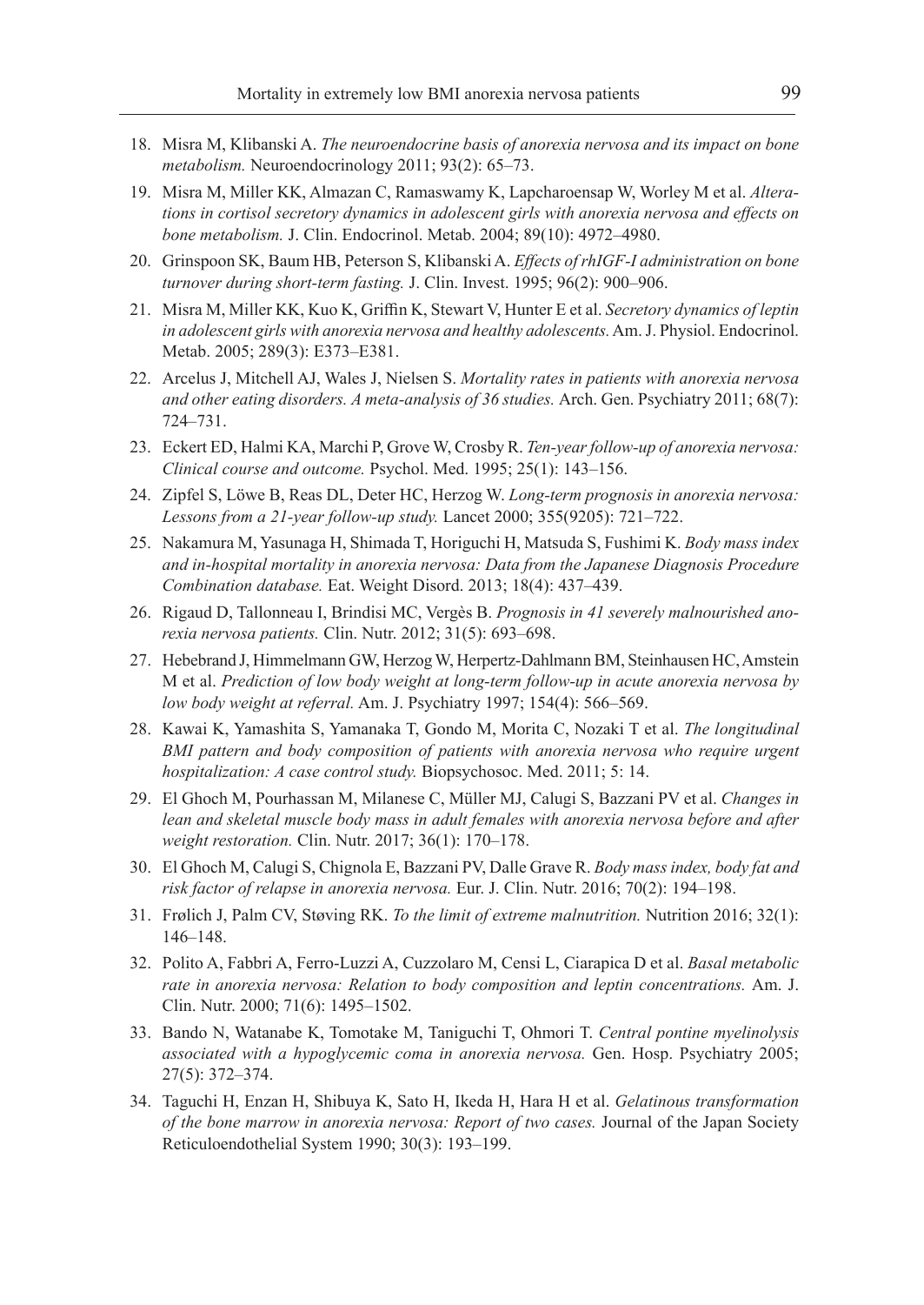18. Misra M, Klibanski A. *The neuroendocrine basis of anorexia nervosa and its impact on bone metabolism.* Neuroendocrinology 2011; 93(2): 65–73.
19. Misra M, Miller KK, Almazan C, Ramaswamy K, Lapcharoensap W, Worley M et al. *Alterations in cortisol secretory dynamics in adolescent girls with anorexia nervosa and effects on bone metabolism.* J. Clin. Endocrinol. Metab. 2004; 89(10): 4972–4980.
20. Grinspoon SK, Baum HB, Peterson S, Klibanski A. *Effects of rhIGF-I administration on bone turnover during short-term fasting.* J. Clin. Invest. 1995; 96(2): 900–906.
21. Misra M, Miller KK, Kuo K, Griffin K, Stewart V, Hunter E et al. *Secretory dynamics of leptin in adolescent girls with anorexia nervosa and healthy adolescents.* Am. J. Physiol. Endocrinol. Metab. 2005; 289(3): E373–E381.
22. Arcelus J, Mitchell AJ, Wales J, Nielsen S. *Mortality rates in patients with anorexia nervosa and other eating disorders. A meta-analysis of 36 studies.* Arch. Gen. Psychiatry 2011; 68(7): 724–731.
23. Eckert ED, Halmi KA, Marchi P, Grove W, Crosby R. *Ten-year follow-up of anorexia nervosa: Clinical course and outcome.* Psychol. Med. 1995; 25(1): 143–156.
24. Zipfel S, Löwe B, Reas DL, Deter HC, Herzog W. *Long-term prognosis in anorexia nervosa: Lessons from a 21-year follow-up study.* Lancet 2000; 355(9205): 721–722.
25. Nakamura M, Yasunaga H, Shimada T, Horiguchi H, Matsuda S, Fushimi K. *Body mass index and in-hospital mortality in anorexia nervosa: Data from the Japanese Diagnosis Procedure Combination database.* Eat. Weight Disord. 2013; 18(4): 437–439.
26. Rigaud D, Tallonneau I, Brindisi MC, Vergès B. *Prognosis in 41 severely malnourished anorexia nervosa patients.* Clin. Nutr. 2012; 31(5): 693–698.
27. Hebebrand J, Himmelmann GW, Herzog W, Herpertz-Dahlmann BM, Steinhausen HC, Amstein M et al. *Prediction of low body weight at long-term follow-up in acute anorexia nervosa by low body weight at referral.* Am. J. Psychiatry 1997; 154(4): 566–569.
28. Kawai K, Yamashita S, Yamanaka T, Gondo M, Morita C, Nozaki T et al. *The longitudinal BMI pattern and body composition of patients with anorexia nervosa who require urgent hospitalization: A case control study.* Biopsychosoc. Med. 2011; 5: 14.
29. El Ghoch M, Pourhassan M, Milanese C, Müller MJ, Calugi S, Bazzani PV et al. *Changes in lean and skeletal muscle body mass in adult females with anorexia nervosa before and after weight restoration.* Clin. Nutr. 2017; 36(1): 170–178.
30. El Ghoch M, Calugi S, Chignola E, Bazzani PV, Dalle Grave R. *Body mass index, body fat and risk factor of relapse in anorexia nervosa.* Eur. J. Clin. Nutr. 2016; 70(2): 194–198.
31. Frølich J, Palm CV, Støving RK. *To the limit of extreme malnutrition.* Nutrition 2016; 32(1): 146–148.
32. Polito A, Fabbri A, Ferro-Luzzi A, Cuzzolaro M, Censi L, Ciarapica D et al. *Basal metabolic rate in anorexia nervosa: Relation to body composition and leptin concentrations.* Am. J. Clin. Nutr. 2000; 71(6): 1495–1502.
33. Bando N, Watanabe K, Tomotake M, Taniguchi T, Ohmori T. *Central pontine myelinolysis associated with a hypoglycemic coma in anorexia nervosa.* Gen. Hosp. Psychiatry 2005; 27(5): 372–374.
34. Taguchi H, Enzan H, Shibuya K, Sato H, Ikeda H, Hara H et al. *Gelatinous transformation of the bone marrow in anorexia nervosa: Report of two cases.* Journal of the Japan Society Reticuloendothelial System 1990; 30(3): 193–199.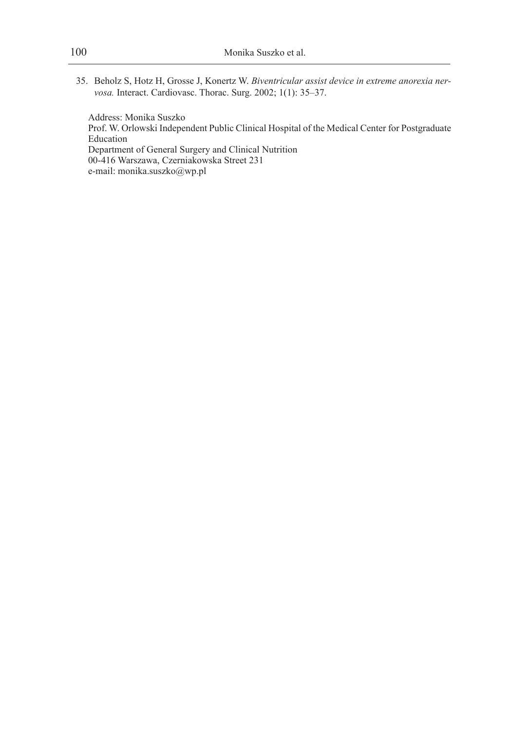35. Beholz S, Hotz H, Grosse J, Konertz W. *Biventricular assist device in extreme anorexia nervosa.* Interact. Cardiovasc. Thorac. Surg. 2002; 1(1): 35–37.

Address: Monika Suszko
Prof. W. Orlowski Independent Public Clinical Hospital of the Medical Center for Postgraduate Education
Department of General Surgery and Clinical Nutrition
00-416 Warszawa, Czerniakowska Street 231
e-mail: monika.suszko@wp.pl